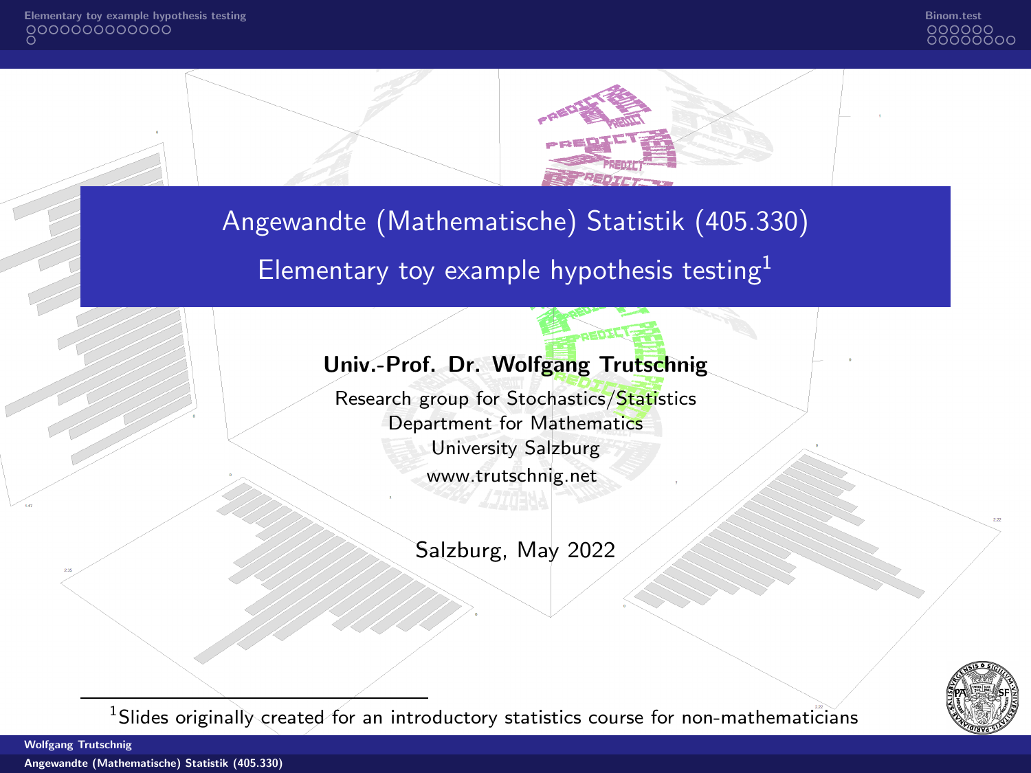# Angewandte (Mathematische) Statistik (405.330)

## Elementary toy example hypothesis testing[1]

**Univ.-Prof. Dr. Wolfgang Trutschnig**

Research group for Stochastics/Statistics
Department for Mathematics
University Salzburg
www.trutschnig.net

Salzburg, May 2022

[1] Slides originally created for an introductory statistics course for non-mathematicians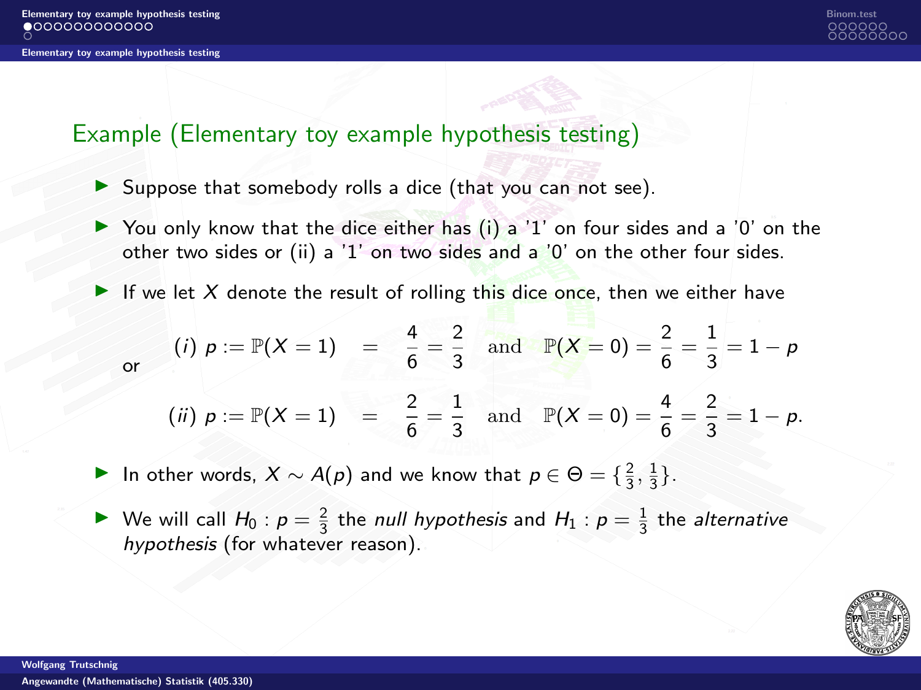## Example (Elementary toy example hypothesis testing)

- Suppose that somebody rolls a dice (that you can not see).
- You only know that the dice either has (i) a '1' on four sides and a '0' on the other two sides or (ii) a '1' on two sides and a '0' on the other four sides.
- If we let $X$ denote the result of rolling this dice once, then we either have

$$(i)\ p := \mathbb{P}(X = 1) = \frac{4}{6} = \frac{2}{3} \quad \text{and} \quad \mathbb{P}(X = 0) = \frac{2}{6} = \frac{1}{3} = 1 - p$$

or

$$(ii)\ p := \mathbb{P}(X = 1) = \frac{2}{6} = \frac{1}{3} \quad \text{and} \quad \mathbb{P}(X = 0) = \frac{4}{6} = \frac{2}{3} = 1 - p.$$

- In other words, $X \sim A(p)$ and we know that $p \in \Theta = \{\frac{2}{3}, \frac{1}{3}\}$.
- We will call $H_0 : p = \frac{2}{3}$ the *null hypothesis* and $H_1 : p = \frac{1}{3}$ the *alternative hypothesis* (for whatever reason).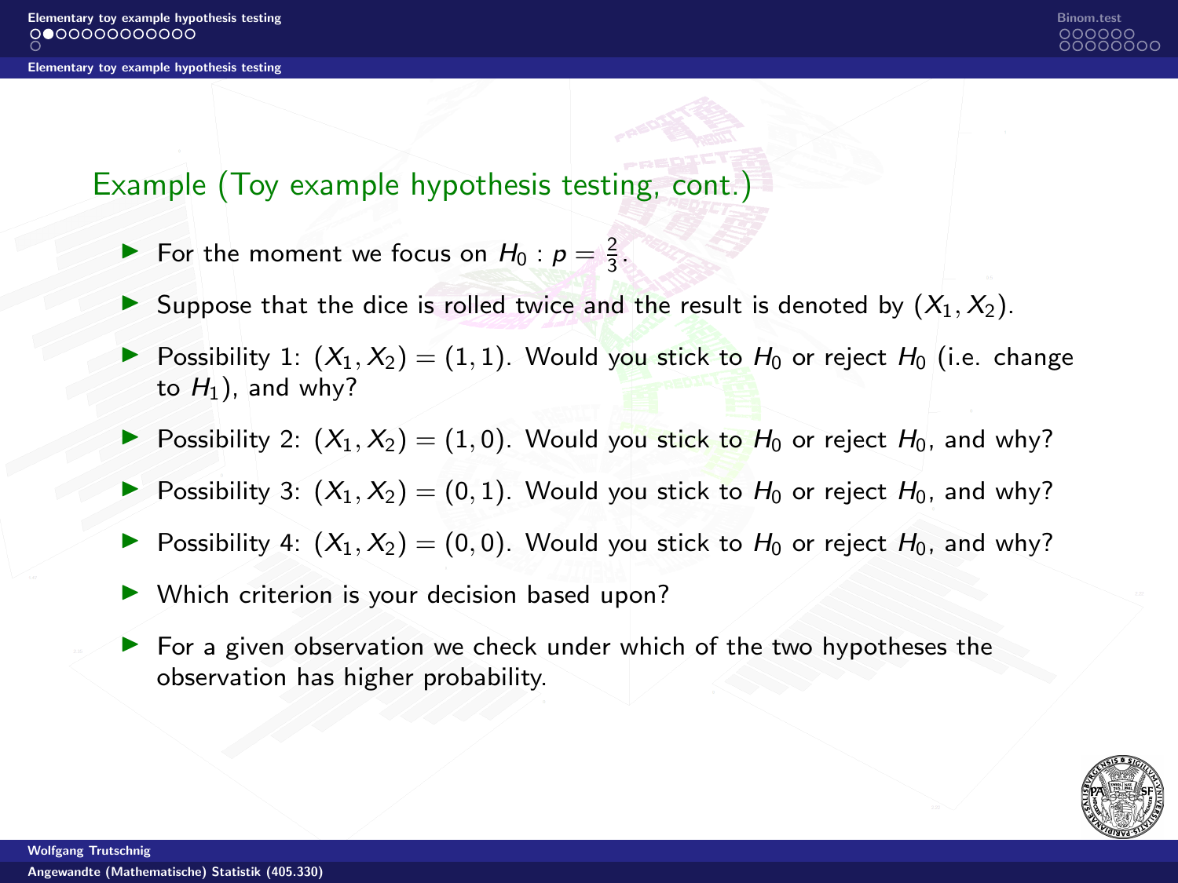## Example (Toy example hypothesis testing, cont.)

- For the moment we focus on $H_0 : p = \frac{2}{3}$.
- Suppose that the dice is rolled twice and the result is denoted by $(X_1, X_2)$.
- Possibility 1: $(X_1, X_2) = (1, 1)$. Would you stick to $H_0$ or reject $H_0$ (i.e. change to $H_1$), and why?
- Possibility 2: $(X_1, X_2) = (1, 0)$. Would you stick to $H_0$ or reject $H_0$, and why?
- Possibility 3: $(X_1, X_2) = (0, 1)$. Would you stick to $H_0$ or reject $H_0$, and why?
- Possibility 4: $(X_1, X_2) = (0, 0)$. Would you stick to $H_0$ or reject $H_0$, and why?
- Which criterion is your decision based upon?
- For a given observation we check under which of the two hypotheses the observation has higher probability.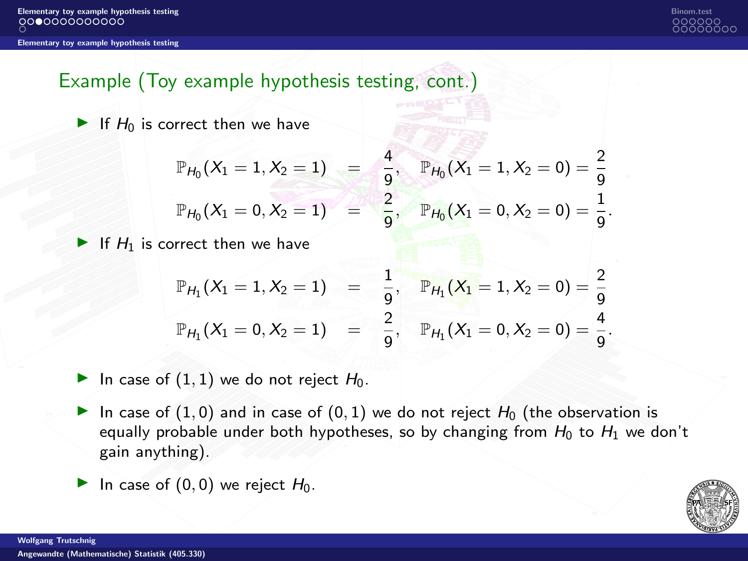## Example (Toy example hypothesis testing, cont.)

- If $H_0$ is correct then we have

$$
\begin{aligned}
\mathbb{P}_{H_0}(X_1 = 1, X_2 = 1) &= \frac{4}{9}, \quad \mathbb{P}_{H_0}(X_1 = 1, X_2 = 0) = \frac{2}{9} \\
\mathbb{P}_{H_0}(X_1 = 0, X_2 = 1) &= \frac{2}{9}, \quad \mathbb{P}_{H_0}(X_1 = 0, X_2 = 0) = \frac{1}{9}.
\end{aligned}
$$

- If $H_1$ is correct then we have

$$
\begin{aligned}
\mathbb{P}_{H_1}(X_1 = 1, X_2 = 1) &= \frac{1}{9}, \quad \mathbb{P}_{H_1}(X_1 = 1, X_2 = 0) = \frac{2}{9} \\
\mathbb{P}_{H_1}(X_1 = 0, X_2 = 1) &= \frac{2}{9}, \quad \mathbb{P}_{H_1}(X_1 = 0, X_2 = 0) = \frac{4}{9}.
\end{aligned}
$$

- In case of $(1, 1)$ we do not reject $H_0$.
- In case of $(1, 0)$ and in case of $(0, 1)$ we do not reject $H_0$ (the observation is equally probable under both hypotheses, so by changing from $H_0$ to $H_1$ we don't gain anything).
- In case of $(0, 0)$ we reject $H_0$.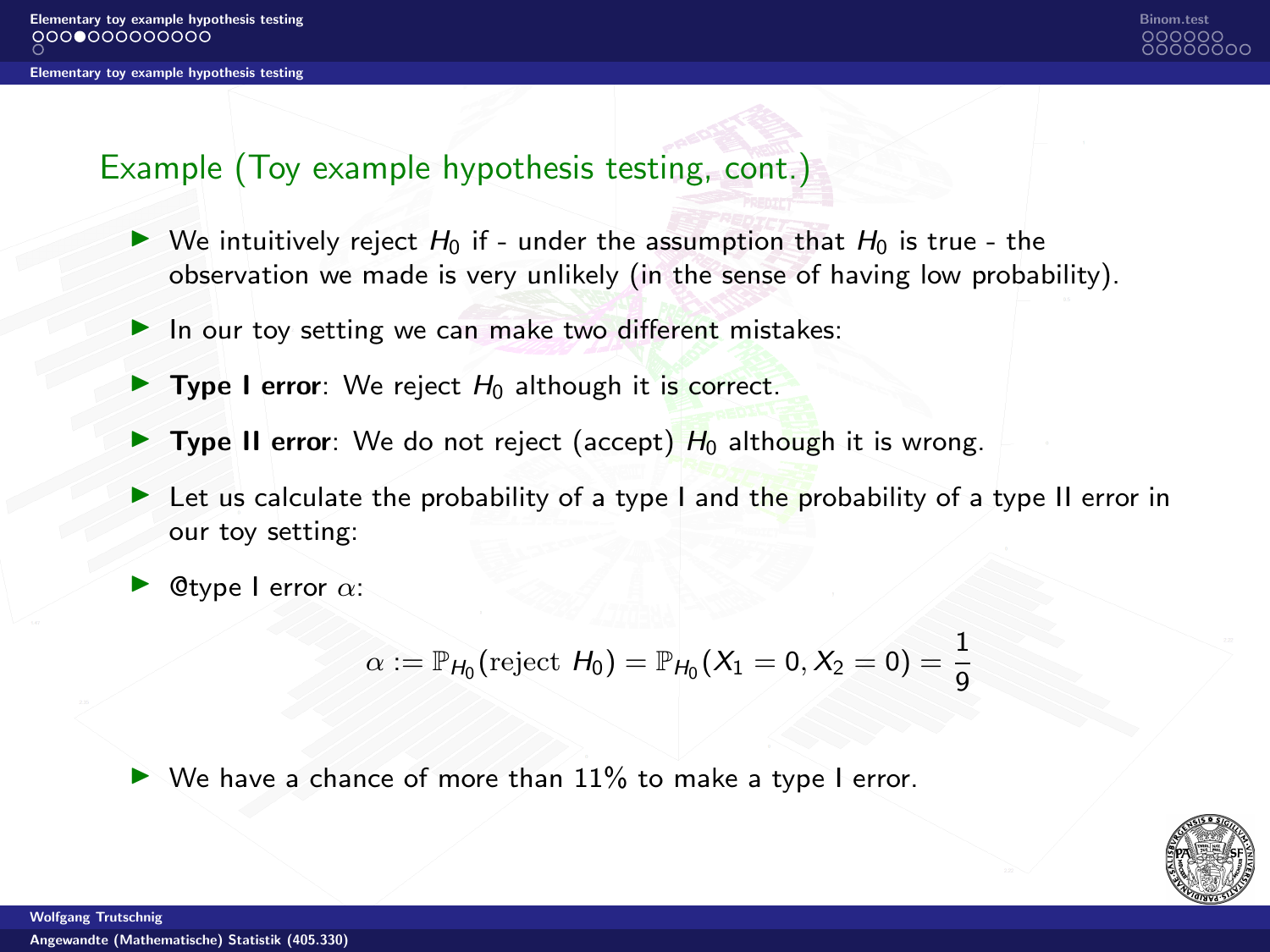## Example (Toy example hypothesis testing, cont.)

- We intuitively reject $H_0$ if - under the assumption that $H_0$ is true - the observation we made is very unlikely (in the sense of having low probability).
- In our toy setting we can make two different mistakes:
- **Type I error**: We reject $H_0$ although it is correct.
- **Type II error**: We do not reject (accept) $H_0$ although it is wrong.
- Let us calculate the probability of a type I and the probability of a type II error in our toy setting:
- @type I error $\alpha$:

$$\alpha := \mathbb{P}_{H_0}(\text{reject } H_0) = \mathbb{P}_{H_0}(X_1 = 0, X_2 = 0) = \frac{1}{9}$$

- We have a chance of more than 11% to make a type I error.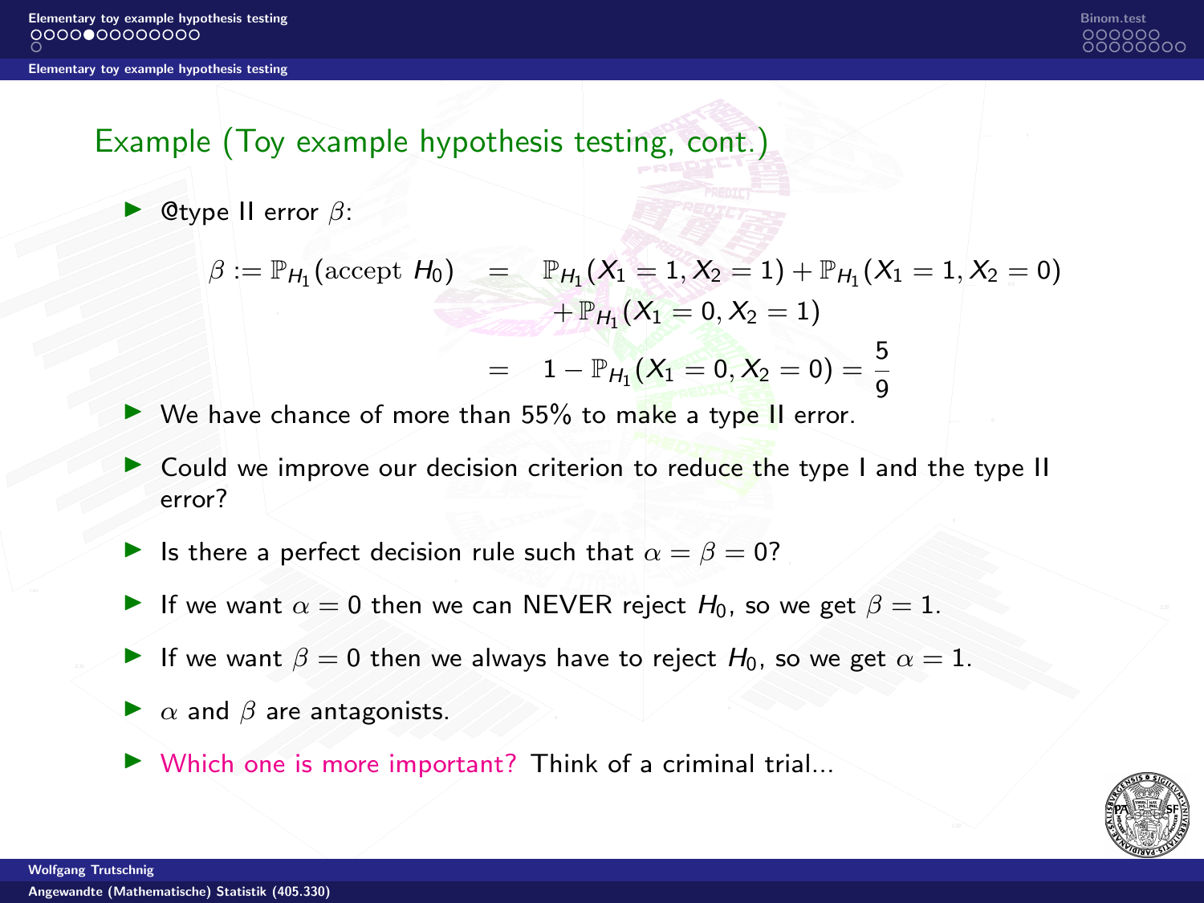## Example (Toy example hypothesis testing, cont.)

- @type II error $\beta$:

$$
\begin{aligned}
\beta := \mathbb{P}_{H_1}(\text{accept } H_0) &= \mathbb{P}_{H_1}(X_1 = 1, X_2 = 1) + \mathbb{P}_{H_1}(X_1 = 1, X_2 = 0) \\
&\quad + \mathbb{P}_{H_1}(X_1 = 0, X_2 = 1) \\
&= 1 - \mathbb{P}_{H_1}(X_1 = 0, X_2 = 0) = \frac{5}{9}
\end{aligned}
$$

- We have chance of more than 55% to make a type II error.
- Could we improve our decision criterion to reduce the type I and the type II error?
- Is there a perfect decision rule such that $\alpha = \beta = 0$?
- If we want $\alpha = 0$ then we can NEVER reject $H_0$, so we get $\beta = 1$.
- If we want $\beta = 0$ then we always have to reject $H_0$, so we get $\alpha = 1$.
- $\alpha$ and $\beta$ are antagonists.
- Which one is more important? Think of a criminal trial...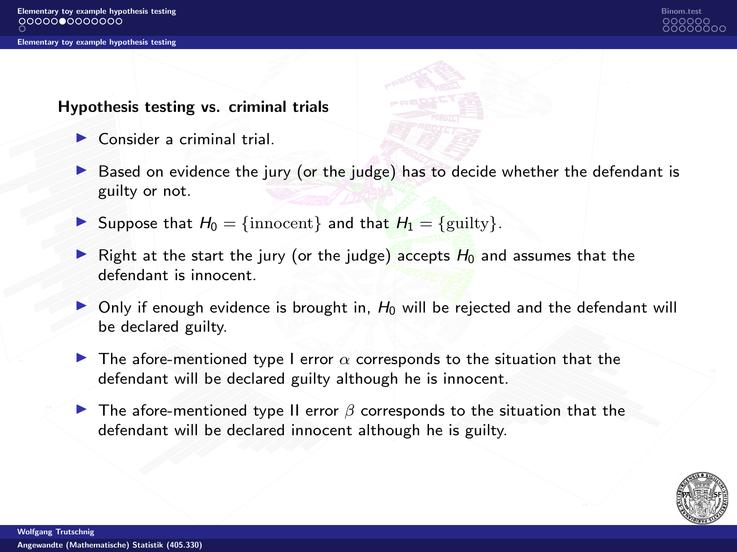### Hypothesis testing vs. criminal trials

- Consider a criminal trial.
- Based on evidence the jury (or the judge) has to decide whether the defendant is guilty or not.
- Suppose that $H_0 = \{\text{innocent}\}$ and that $H_1 = \{\text{guilty}\}$.
- Right at the start the jury (or the judge) accepts $H_0$ and assumes that the defendant is innocent.
- Only if enough evidence is brought in, $H_0$ will be rejected and the defendant will be declared guilty.
- The afore-mentioned type I error $\alpha$ corresponds to the situation that the defendant will be declared guilty although he is innocent.
- The afore-mentioned type II error $\beta$ corresponds to the situation that the defendant will be declared innocent although he is guilty.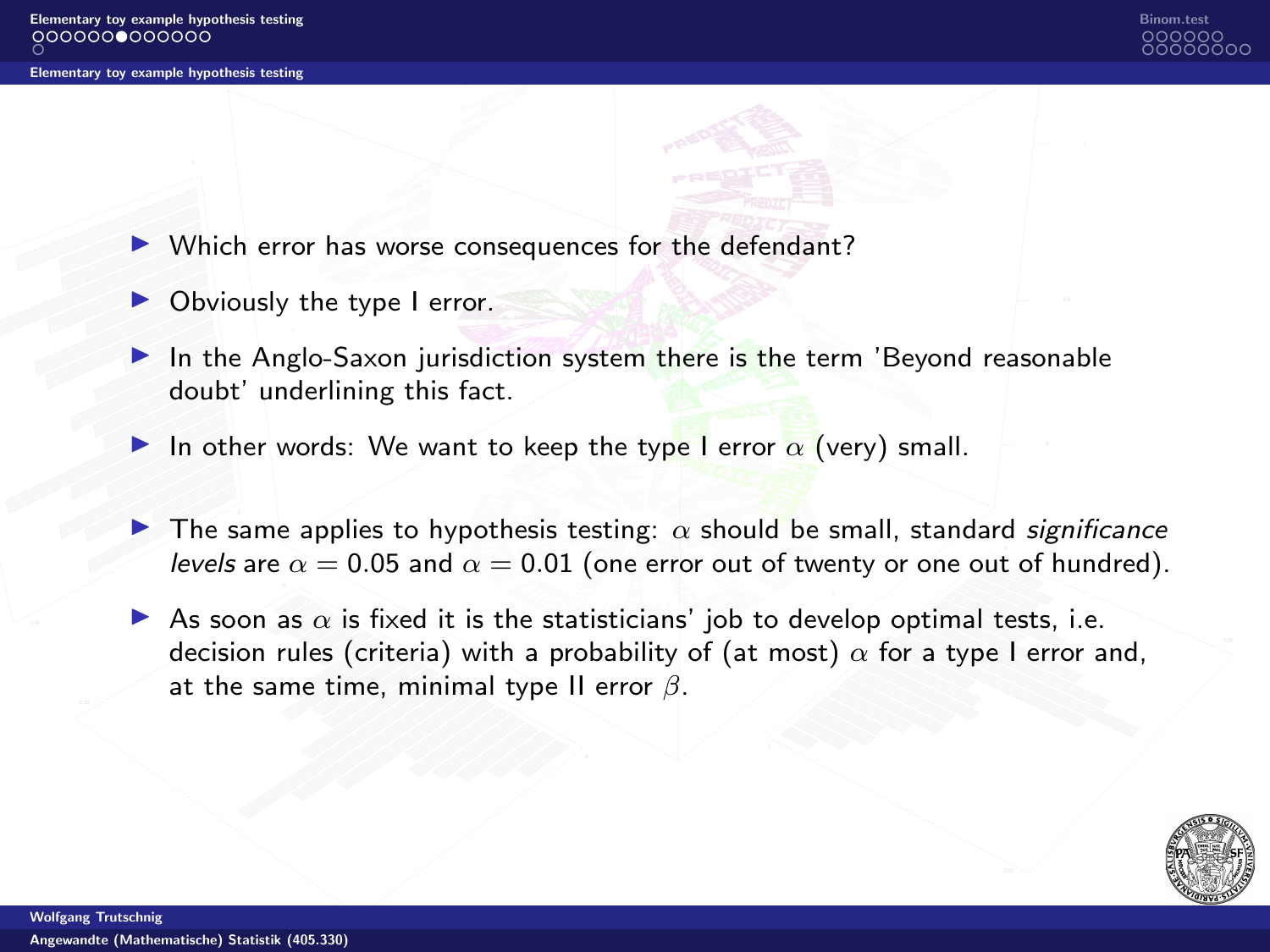- Which error has worse consequences for the defendant?
- Obviously the type I error.
- In the Anglo-Saxon jurisdiction system there is the term 'Beyond reasonable doubt' underlining this fact.
- In other words: We want to keep the type I error $\alpha$ (very) small.
- The same applies to hypothesis testing: $\alpha$ should be small, standard *significance levels* are $\alpha = 0.05$ and $\alpha = 0.01$ (one error out of twenty or one out of hundred).
- As soon as $\alpha$ is fixed it is the statisticians' job to develop optimal tests, i.e. decision rules (criteria) with a probability of (at most) $\alpha$ for a type I error and, at the same time, minimal type II error $\beta$.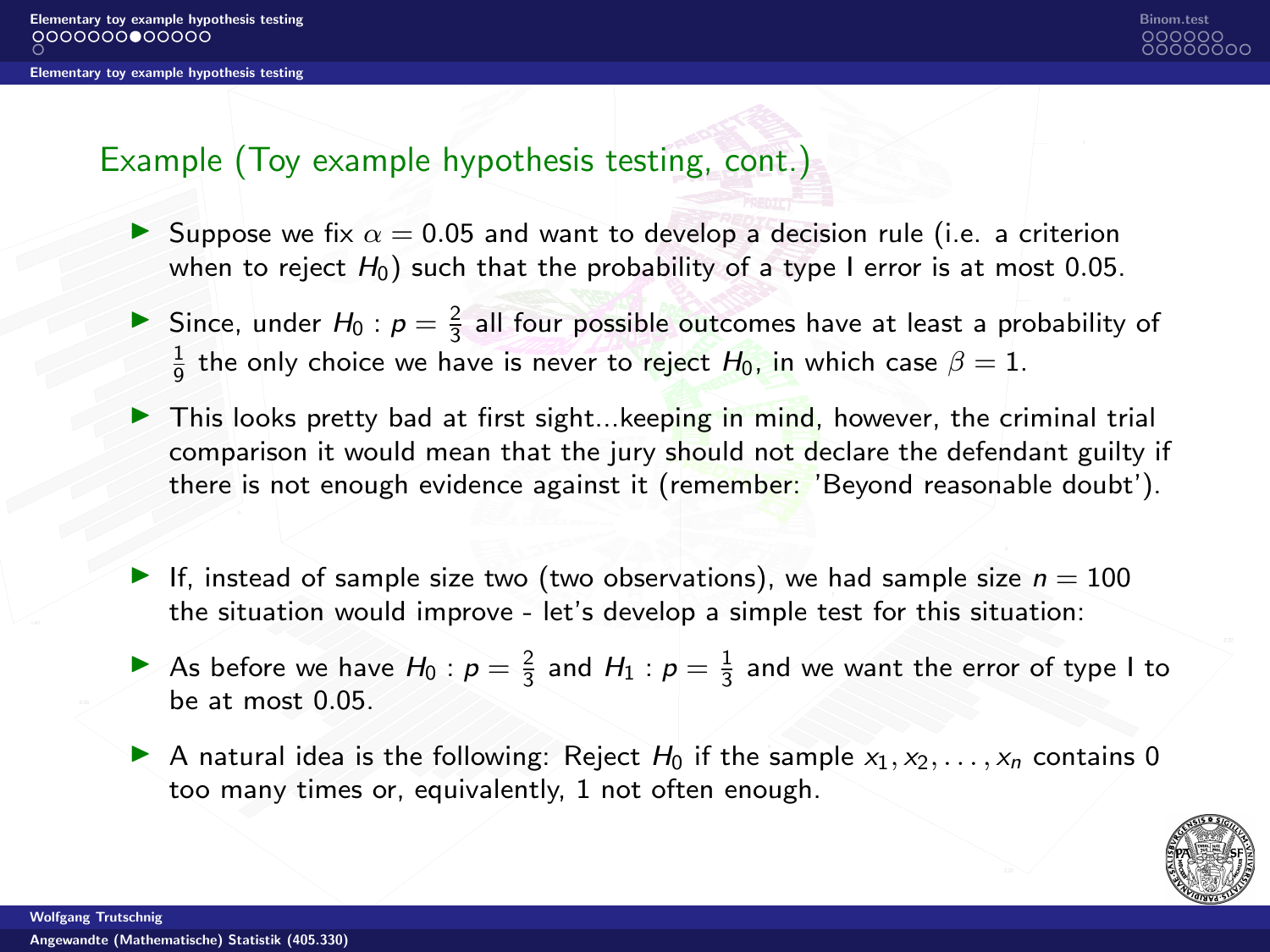## Example (Toy example hypothesis testing, cont.)

- Suppose we fix $\alpha = 0.05$ and want to develop a decision rule (i.e. a criterion when to reject $H_0$) such that the probability of a type I error is at most 0.05.
- Since, under $H_0 : p = \frac{2}{3}$ all four possible outcomes have at least a probability of $\frac{1}{9}$ the only choice we have is never to reject $H_0$, in which case $\beta = 1$.
- This looks pretty bad at first sight...keeping in mind, however, the criminal trial comparison it would mean that the jury should not declare the defendant guilty if there is not enough evidence against it (remember: 'Beyond reasonable doubt').

- If, instead of sample size two (two observations), we had sample size $n = 100$ the situation would improve - let's develop a simple test for this situation:
- As before we have $H_0 : p = \frac{2}{3}$ and $H_1 : p = \frac{1}{3}$ and we want the error of type I to be at most 0.05.
- A natural idea is the following: Reject $H_0$ if the sample $x_1, x_2, \ldots, x_n$ contains 0 too many times or, equivalently, 1 not often enough.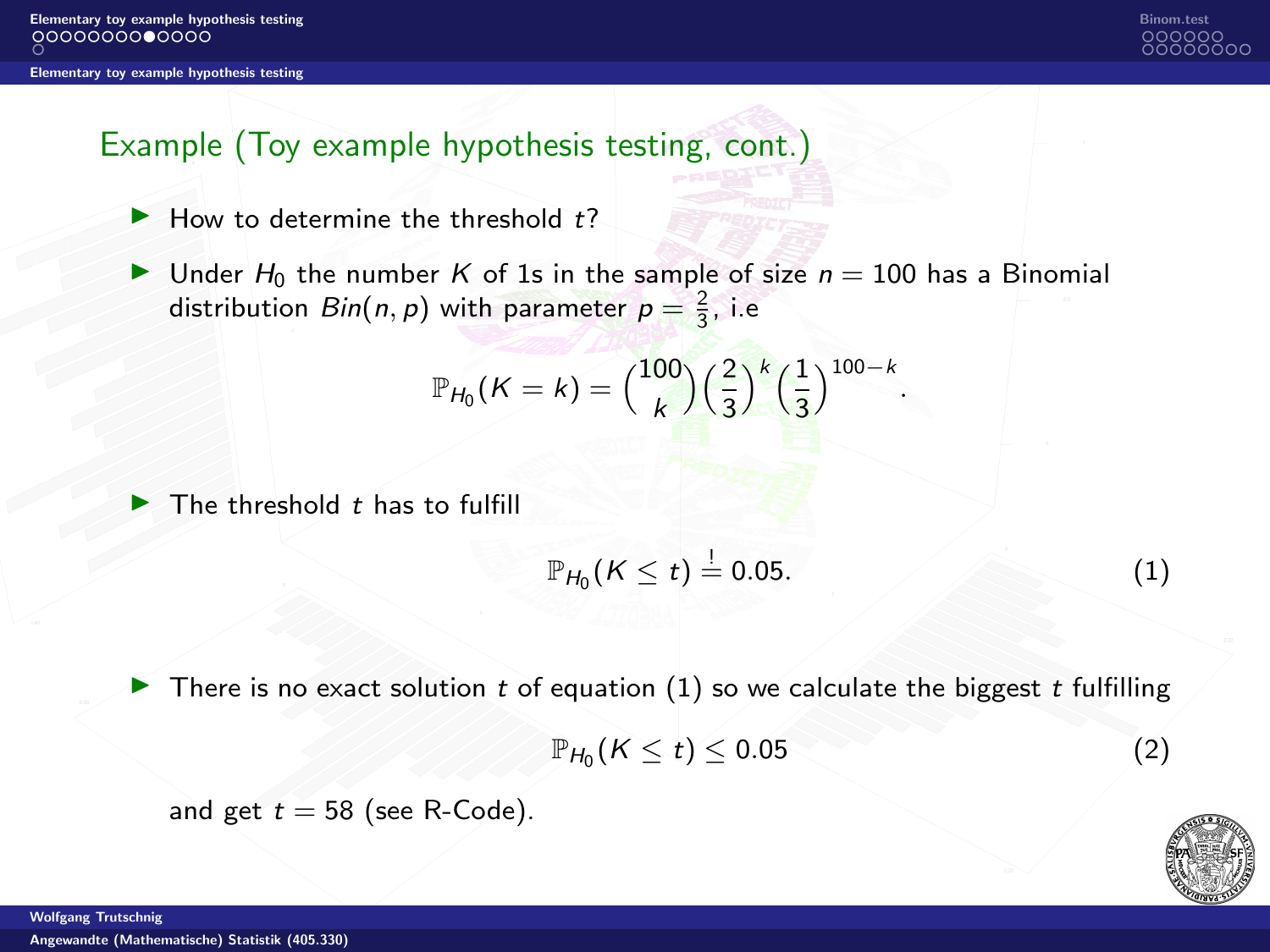## Example (Toy example hypothesis testing, cont.)

- How to determine the threshold $t$?
- Under $H_0$ the number $K$ of 1s in the sample of size $n = 100$ has a Binomial distribution $Bin(n, p)$ with parameter $p = \frac{2}{3}$, i.e

$$\mathbb{P}_{H_0}(K = k) = \binom{100}{k}\left(\frac{2}{3}\right)^k \left(\frac{1}{3}\right)^{100-k}.$$

- The threshold $t$ has to fulfill

$$\mathbb{P}_{H_0}(K \leq t) \stackrel{!}{=} 0.05. \tag{1}$$

- There is no exact solution $t$ of equation (1) so we calculate the biggest $t$ fulfilling

$$\mathbb{P}_{H_0}(K \leq t) \leq 0.05 \tag{2}$$

and get $t = 58$ (see R-Code).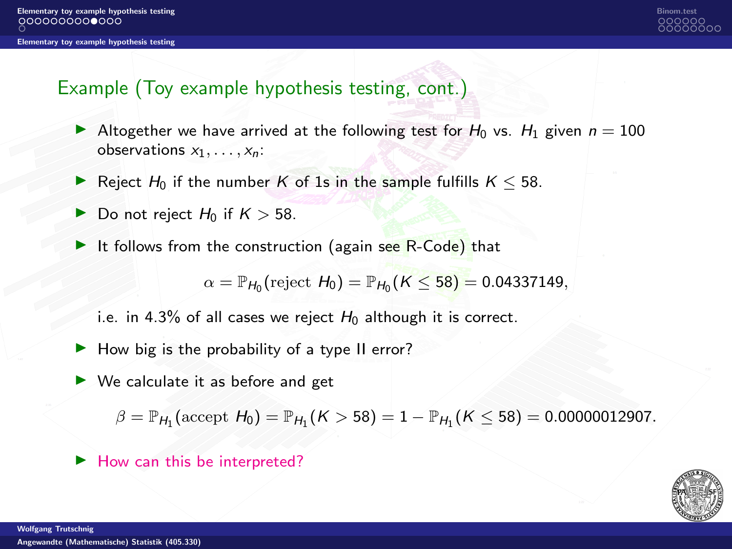## Example (Toy example hypothesis testing, cont.)

- Altogether we have arrived at the following test for $H_0$ vs. $H_1$ given $n = 100$ observations $x_1, \dots, x_n$:
- Reject $H_0$ if the number $K$ of 1s in the sample fulfills $K \leq 58$.
- Do not reject $H_0$ if $K > 58$.
- It follows from the construction (again see R-Code) that

$$\alpha = \mathbb{P}_{H_0}(\text{reject } H_0) = \mathbb{P}_{H_0}(K \leq 58) = 0.04337149,$$

  i.e. in 4.3% of all cases we reject $H_0$ although it is correct.
- How big is the probability of a type II error?
- We calculate it as before and get

$$\beta = \mathbb{P}_{H_1}(\text{accept } H_0) = \mathbb{P}_{H_1}(K > 58) = 1 - \mathbb{P}_{H_1}(K \leq 58) = 0.00000012907.$$

- How can this be interpreted?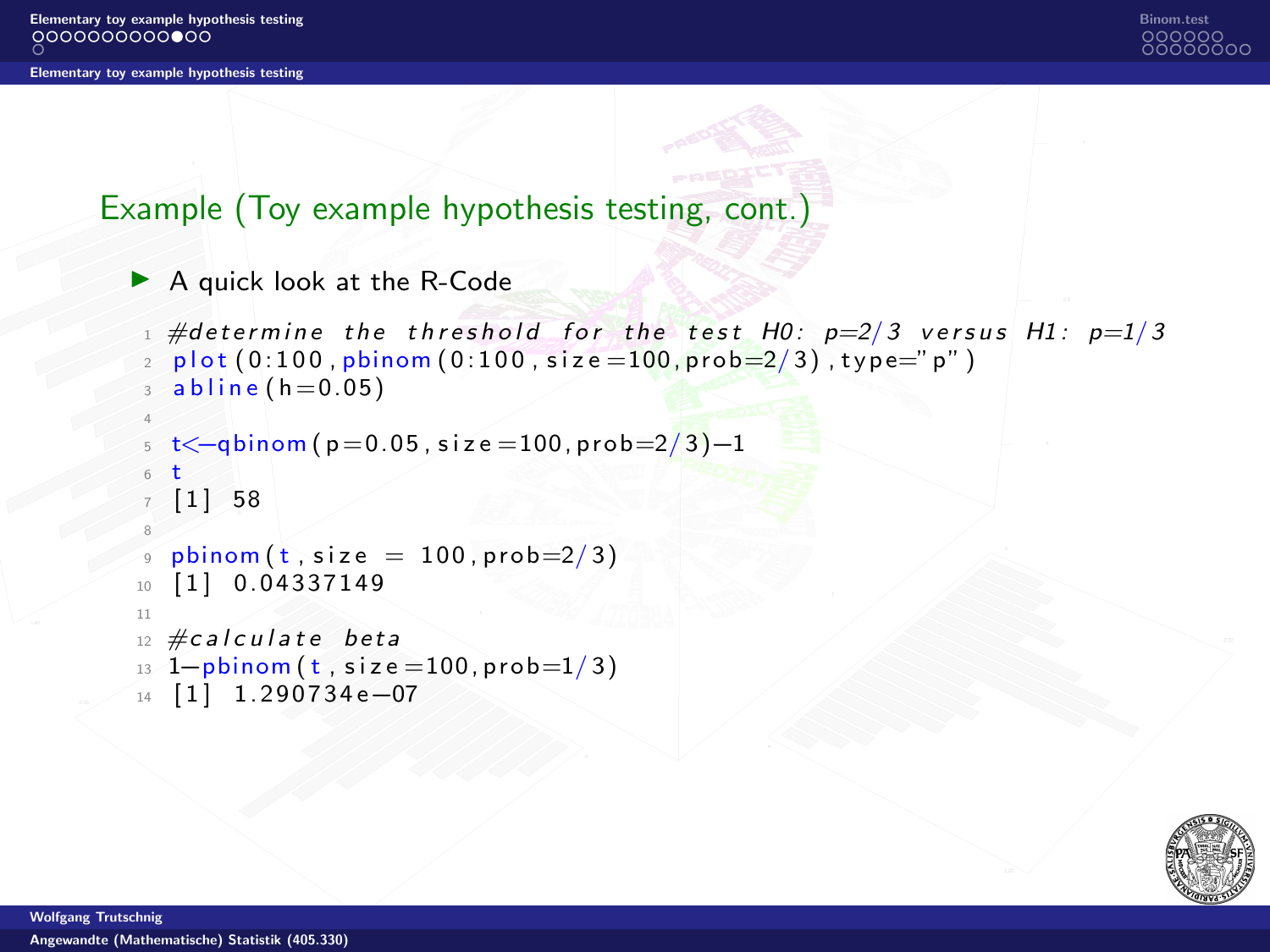## Example (Toy example hypothesis testing, cont.)

- A quick look at the R-Code

```r
#determine the threshold for the test H0: p=2/3 versus H1: p=1/3
plot(0:100,pbinom(0:100,size=100,prob=2/3),type="p")
abline(h=0.05)

t<-qbinom(p=0.05,size=100,prob=2/3)-1
t
[1] 58

pbinom(t,size = 100,prob=2/3)
[1] 0.04337149

#calculate beta
1-pbinom(t,size=100,prob=1/3)
[1] 1.290734e-07
```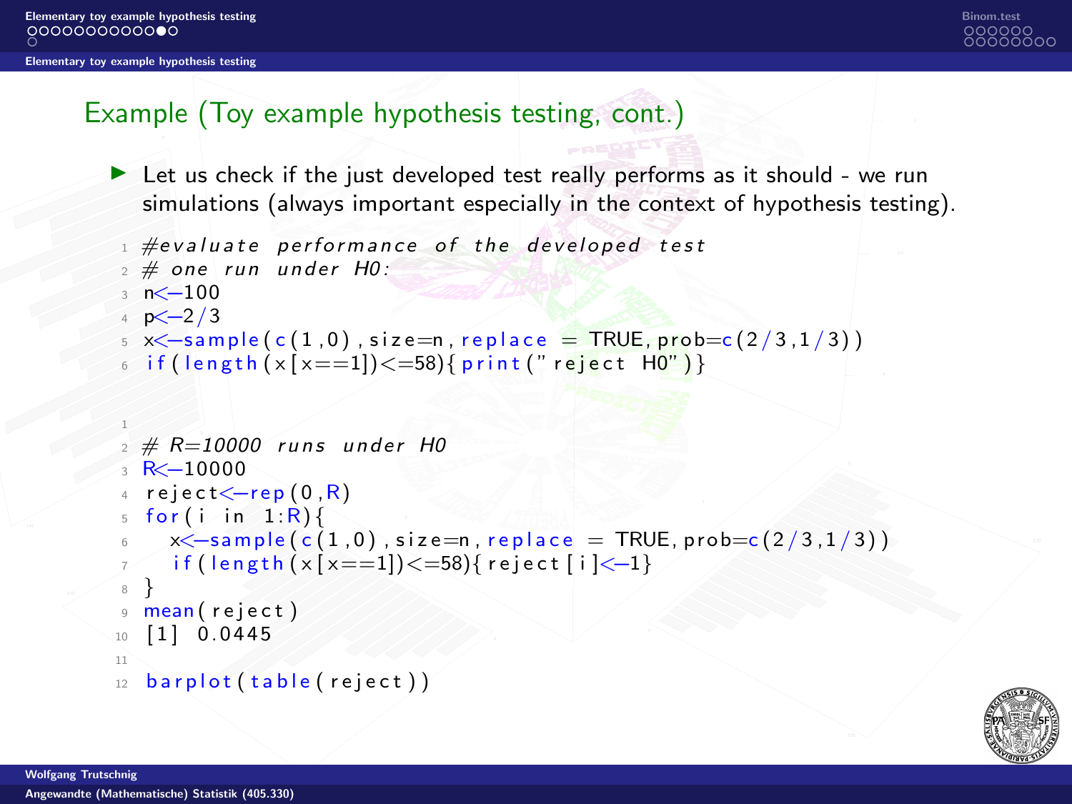## Example (Toy example hypothesis testing, cont.)

- Let us check if the just developed test really performs as it should - we run simulations (always important especially in the context of hypothesis testing).

```
#evaluate performance of the developed test
# one run under H0:
n<-100
p<-2/3
x<-sample(c(1,0),size=n,replace = TRUE,prob=c(2/3,1/3))
if(length(x[x==1])<=58){print("reject H0")}
```

```

# R=10000 runs under H0
R<-10000
reject<-rep(0,R)
for(i in 1:R){
  x<-sample(c(1,0),size=n,replace = TRUE,prob=c(2/3,1/3))
  if(length(x[x==1])<=58){reject[i]<-1}
}
mean(reject)
[1] 0.0445

barplot(table(reject))
```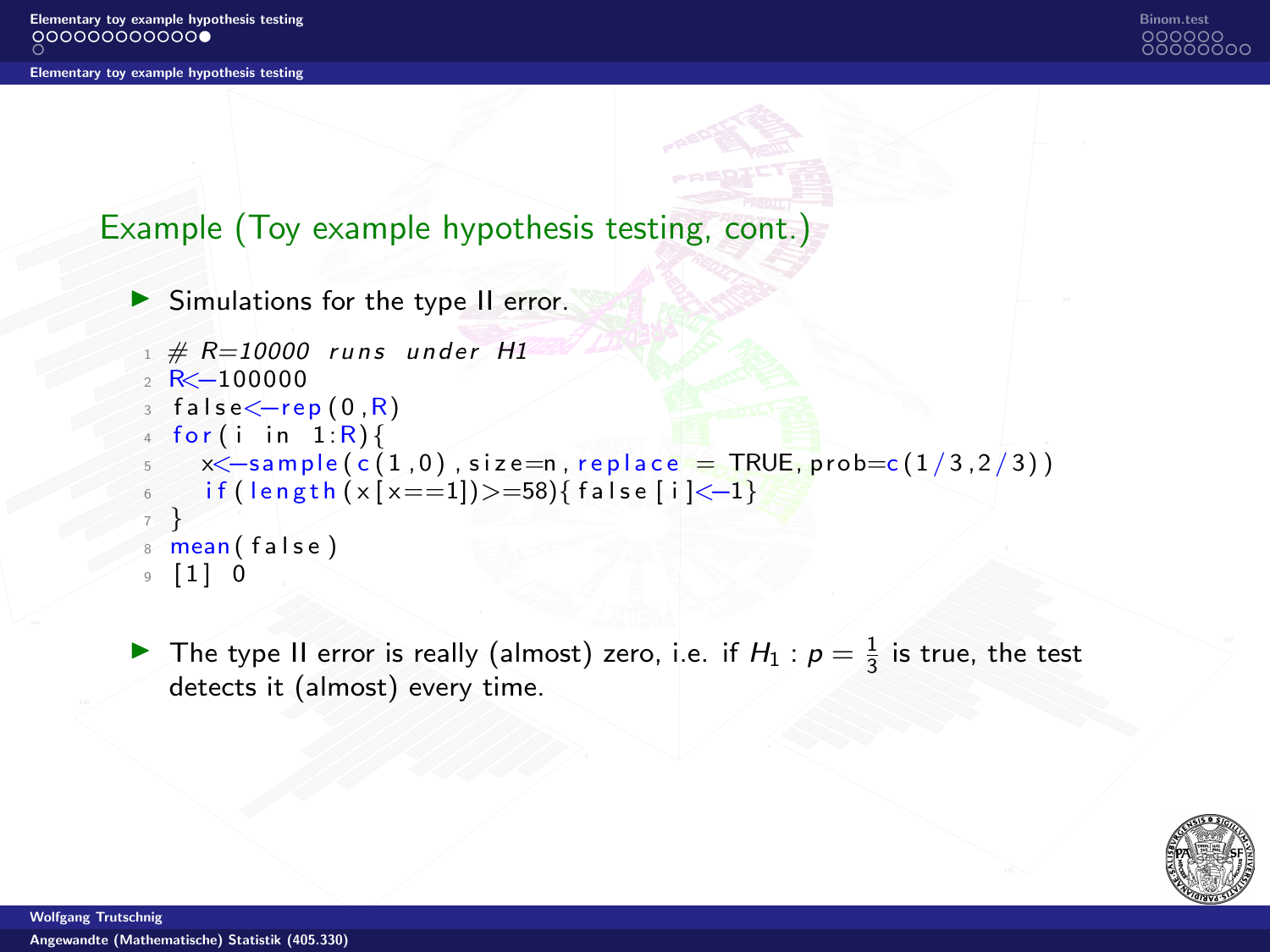## Example (Toy example hypothesis testing, cont.)

- Simulations for the type II error.

```
# R=10000 runs under H1
R<-100000
false<-rep(0,R)
for(i in 1:R){
  x<-sample(c(1,0),size=n,replace = TRUE,prob=c(1/3,2/3))
  if(length(x[x==1])>=58){false[i]<-1}
}
mean(false)
[1] 0
```

- The type II error is really (almost) zero, i.e. if $H_1 : p = \frac{1}{3}$ is true, the test detects it (almost) every time.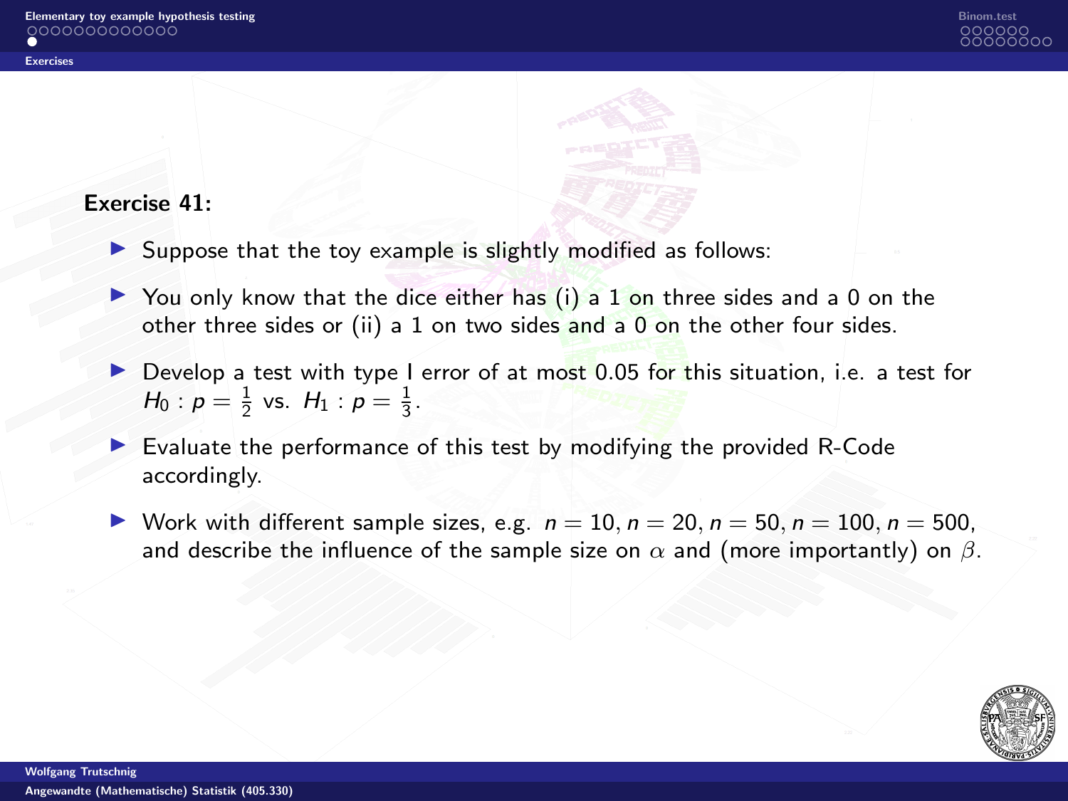**Exercise 41:**

- Suppose that the toy example is slightly modified as follows:
- You only know that the dice either has (i) a 1 on three sides and a 0 on the other three sides or (ii) a 1 on two sides and a 0 on the other four sides.
- Develop a test with type I error of at most 0.05 for this situation, i.e. a test for $H_0 : p = \frac{1}{2}$ vs. $H_1 : p = \frac{1}{3}$.
- Evaluate the performance of this test by modifying the provided R-Code accordingly.
- Work with different sample sizes, e.g. $n = 10, n = 20, n = 50, n = 100, n = 500$, and describe the influence of the sample size on $\alpha$ and (more importantly) on $\beta$.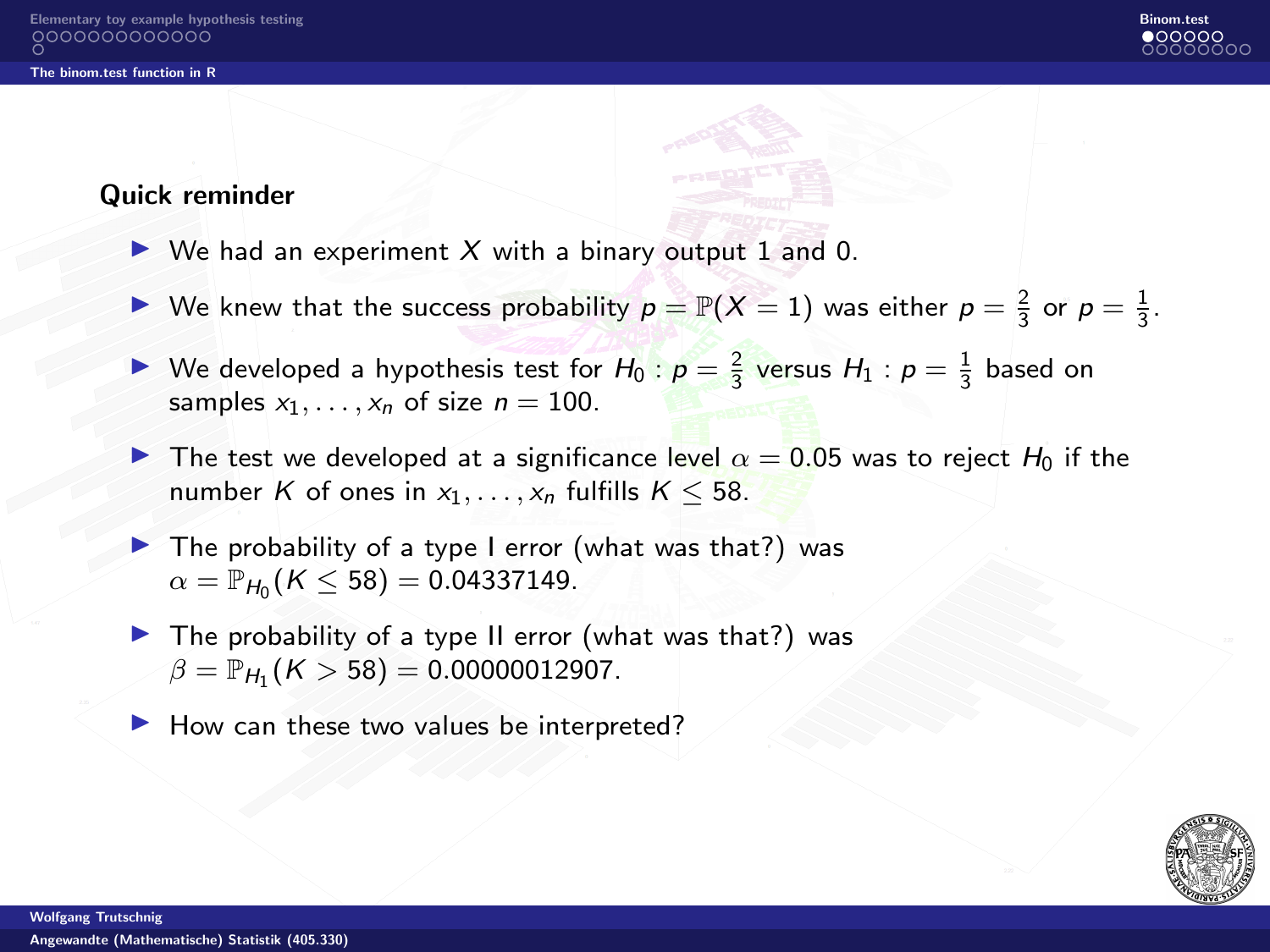**Quick reminder**

- We had an experiment $X$ with a binary output 1 and 0.
- We knew that the success probability $p = \mathbb{P}(X = 1)$ was either $p = \frac{2}{3}$ or $p = \frac{1}{3}$.
- We developed a hypothesis test for $H_0 : p = \frac{2}{3}$ versus $H_1 : p = \frac{1}{3}$ based on samples $x_1, \ldots, x_n$ of size $n = 100$.
- The test we developed at a significance level $\alpha = 0.05$ was to reject $H_0$ if the number $K$ of ones in $x_1, \ldots, x_n$ fulfills $K \leq 58$.
- The probability of a type I error (what was that?) was $\alpha = \mathbb{P}_{H_0}(K \leq 58) = 0.04337149$.
- The probability of a type II error (what was that?) was $\beta = \mathbb{P}_{H_1}(K > 58) = 0.00000012907$.
- How can these two values be interpreted?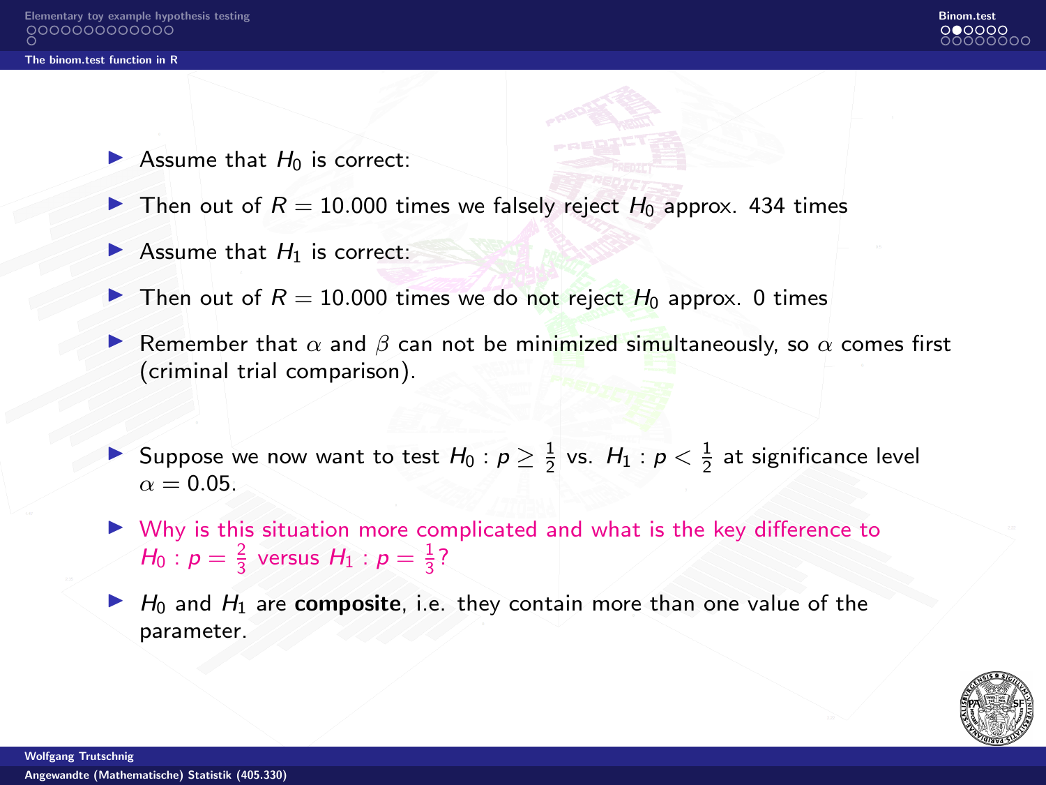## The binom.test function in R

- Assume that $H_0$ is correct:
- Then out of $R = 10.000$ times we falsely reject $H_0$ approx. 434 times
- Assume that $H_1$ is correct:
- Then out of $R = 10.000$ times we do not reject $H_0$ approx. 0 times
- Remember that $\alpha$ and $\beta$ can not be minimized simultaneously, so $\alpha$ comes first (criminal trial comparison).

- Suppose we now want to test $H_0 : p \geq \frac{1}{2}$ vs. $H_1 : p < \frac{1}{2}$ at significance level $\alpha = 0.05$.
- Why is this situation more complicated and what is the key difference to $H_0 : p = \frac{2}{3}$ versus $H_1 : p = \frac{1}{3}$?
- $H_0$ and $H_1$ are **composite**, i.e. they contain more than one value of the parameter.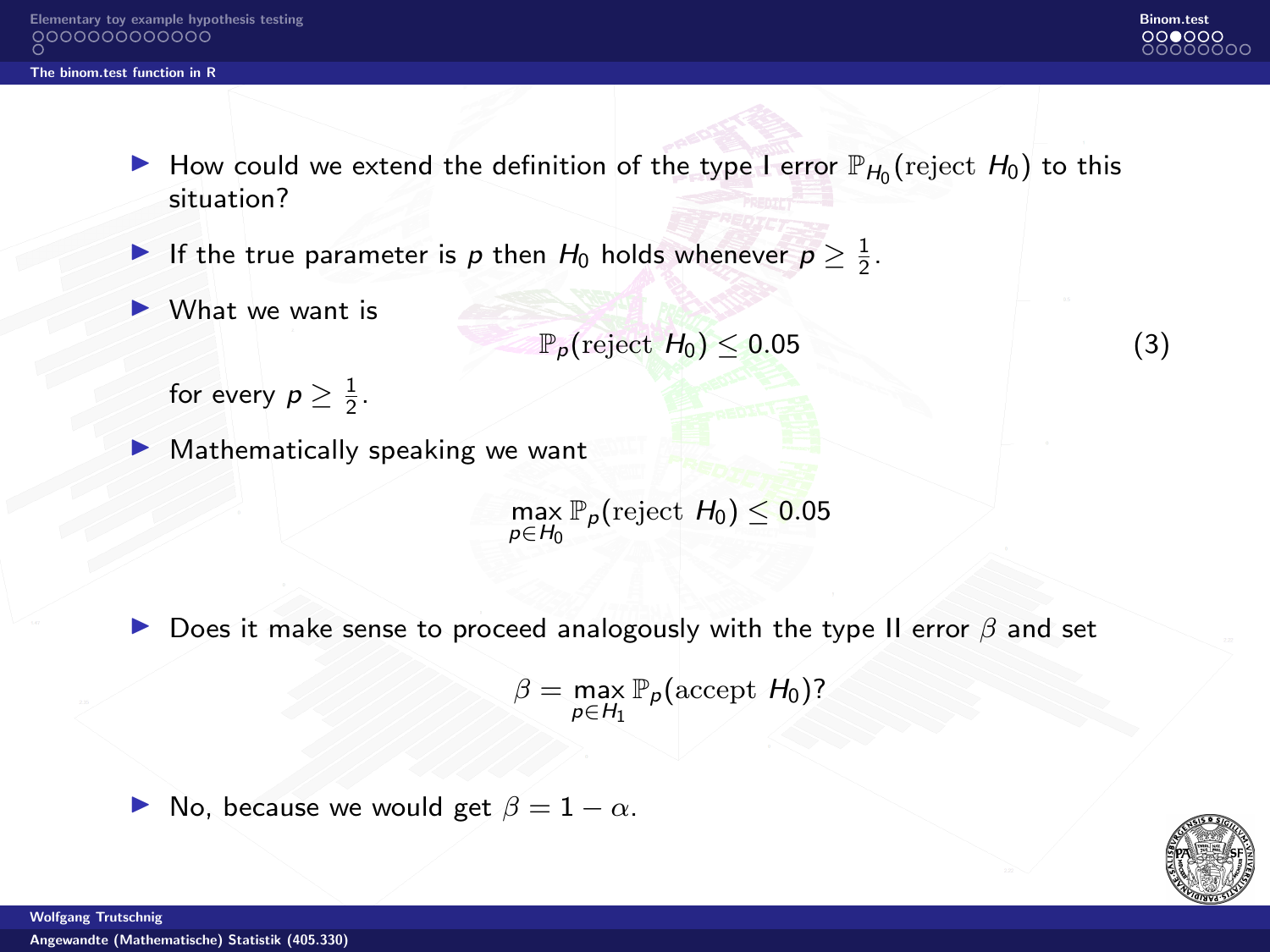- How could we extend the definition of the type I error $\mathbb{P}_{H_0}(\text{reject } H_0)$ to this situation?
- If the true parameter is $p$ then $H_0$ holds whenever $p \geq \frac{1}{2}$.
- What we want is

$$\mathbb{P}_p(\text{reject } H_0) \leq 0.05 \tag{3}$$

  for every $p \geq \frac{1}{2}$.
- Mathematically speaking we want

$$\max_{p \in H_0} \mathbb{P}_p(\text{reject } H_0) \leq 0.05$$

- Does it make sense to proceed analogously with the type II error $\beta$ and set

$$\beta = \max_{p \in H_1} \mathbb{P}_p(\text{accept } H_0)?$$

- No, because we would get $\beta = 1 - \alpha$.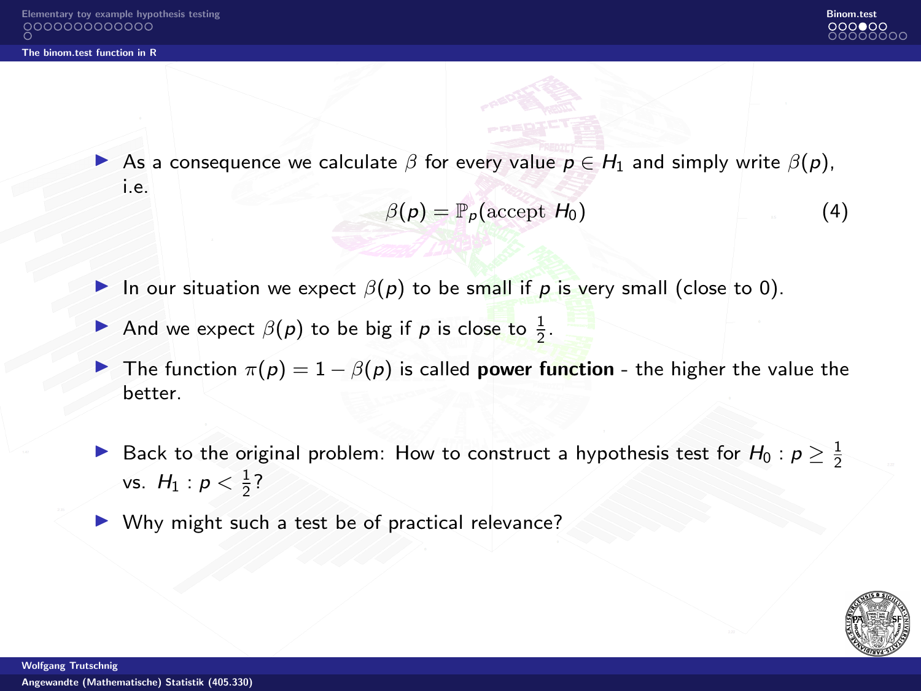- As a consequence we calculate $\beta$ for every value $p \in H_1$ and simply write $\beta(p)$, i.e.

$$\beta(p) = \mathbb{P}_p(\text{accept } H_0) \tag{4}$$

- In our situation we expect $\beta(p)$ to be small if $p$ is very small (close to 0).
- And we expect $\beta(p)$ to be big if $p$ is close to $\frac{1}{2}$.
- The function $\pi(p) = 1 - \beta(p)$ is called **power function** - the higher the value the better.

- Back to the original problem: How to construct a hypothesis test for $H_0 : p \geq \frac{1}{2}$ vs. $H_1 : p < \frac{1}{2}$?
- Why might such a test be of practical relevance?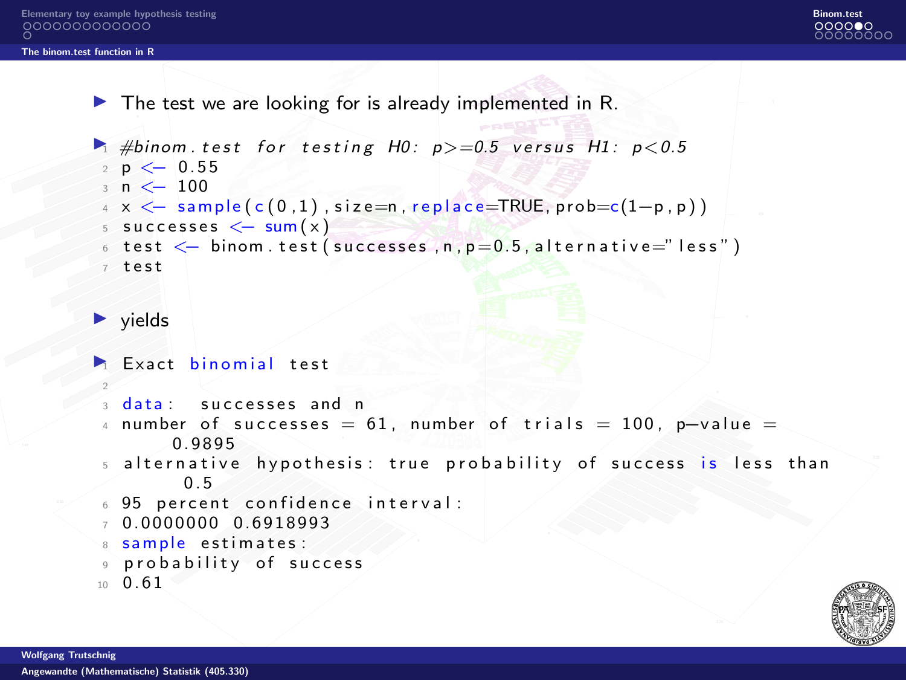## The binom.test function in R

- The test we are looking for is already implemented in R.

```
#binom.test for testing H0: p>=0.5 versus H1: p<0.5
p <- 0.55
n <- 100
x <- sample(c(0,1),size=n,replace=TRUE,prob=c(1-p,p))
successes <- sum(x)
test <- binom.test(successes,n,p=0.5,alternative="less")
test
```

- yields

```
Exact binomial test

data:  successes and n
number of successes = 61, number of trials = 100, p-value =
    0.9895
alternative hypothesis: true probability of success is less than
     0.5
95 percent confidence interval:
0.0000000 0.6918993
sample estimates:
probability of success
0.61
```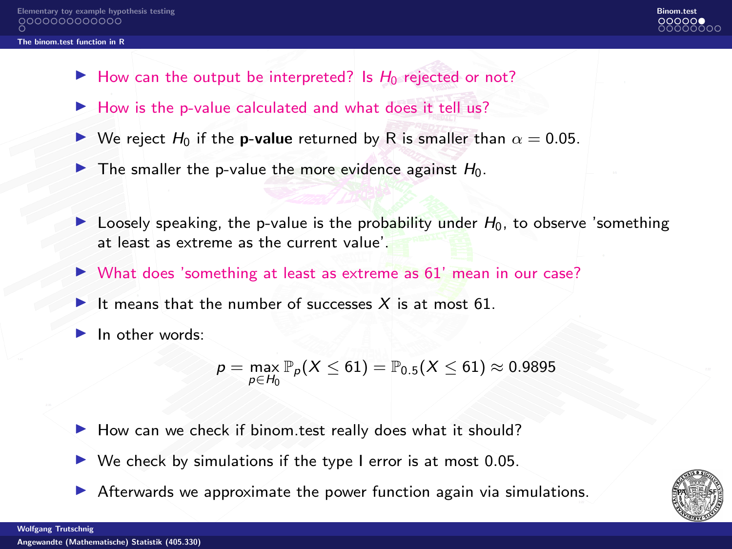- How can the output be interpreted? Is $H_0$ rejected or not?
- How is the p-value calculated and what does it tell us?
- We reject $H_0$ if the **p-value** returned by R is smaller than $\alpha = 0.05$.
- The smaller the p-value the more evidence against $H_0$.

- Loosely speaking, the p-value is the probability under $H_0$, to observe 'something at least as extreme as the current value'.
- What does 'something at least as extreme as 61' mean in our case?
- It means that the number of successes $X$ is at most 61.
- In other words:

$$p = \max_{p \in H_0} \mathbb{P}_p(X \leq 61) = \mathbb{P}_{0.5}(X \leq 61) \approx 0.9895$$

- How can we check if binom.test really does what it should?
- We check by simulations if the type I error is at most 0.05.
- Afterwards we approximate the power function again via simulations.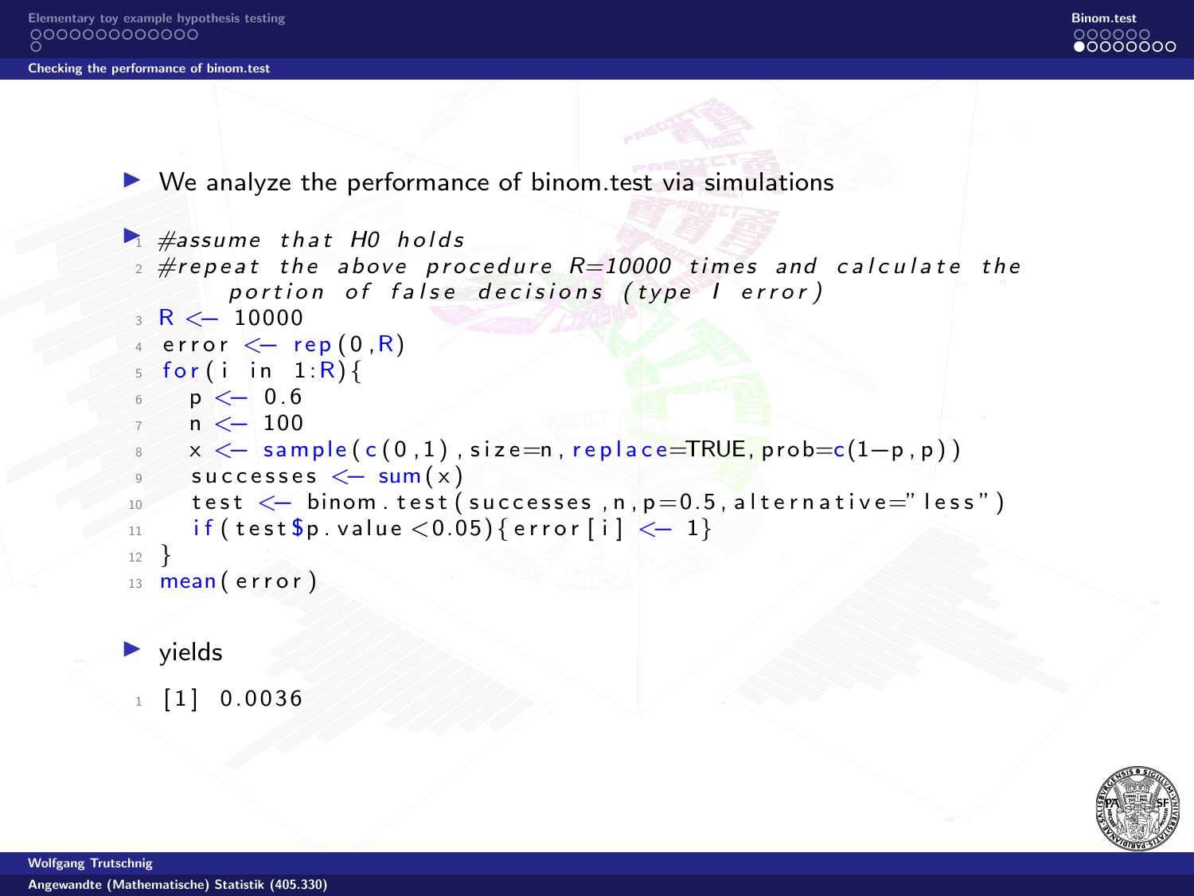## Checking the performance of binom.test

- We analyze the performance of binom.test via simulations

```
#assume that H0 holds
#repeat the above procedure R=10000 times and calculate the
    portion of false decisions (type I error)
R <- 10000
error <- rep(0,R)
for(i in 1:R){
  p <- 0.6
  n <- 100
  x <- sample(c(0,1),size=n,replace=TRUE,prob=c(1-p,p))
  successes <- sum(x)
  test <- binom.test(successes,n,p=0.5,alternative="less")
  if(test$p.value<0.05){error[i] <- 1}
}
mean(error)
```

- yields

```
[1] 0.0036
```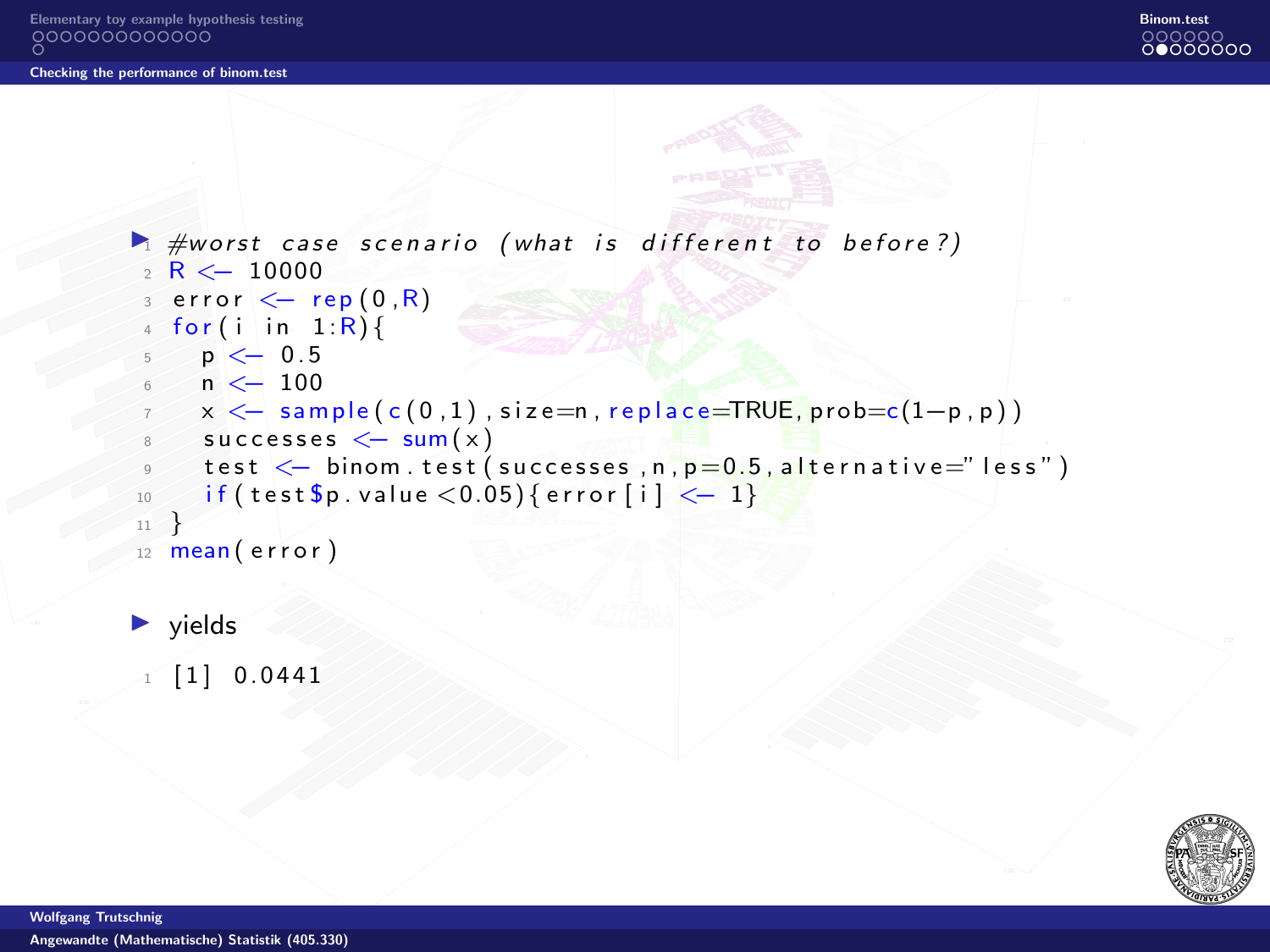## Checking the performance of binom.test

- ```
  #worst case scenario (what is different to before?)
  R <- 10000
  error <- rep(0,R)
  for(i in 1:R){
    p <- 0.5
    n <- 100
    x <- sample(c(0,1),size=n,replace=TRUE,prob=c(1-p,p))
    successes <- sum(x)
    test <- binom.test(successes,n,p=0.5,alternative="less")
    if(test$p.value<0.05){error[i] <- 1}
  }
  mean(error)
  ```

- yields

```
[1] 0.0441
```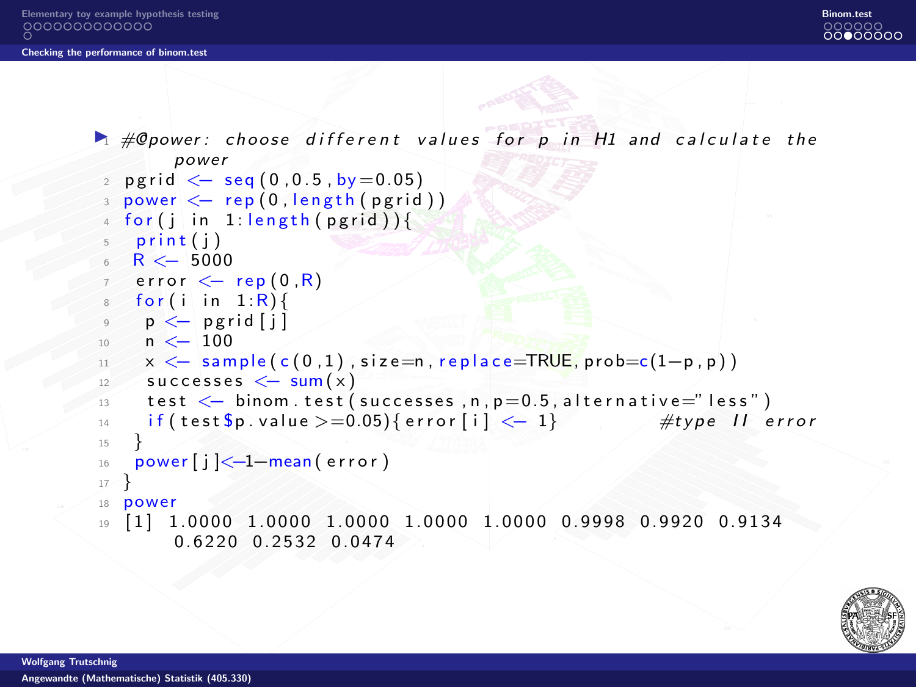## Checking the performance of binom.test

```r
#@power: choose different values for p in H1 and calculate the power
pgrid <- seq(0,0.5,by=0.05)
power <- rep(0,length(pgrid))
for(j in 1:length(pgrid)){
 print(j)
 R <- 5000
 error <- rep(0,R)
 for(i in 1:R){
  p <- pgrid[j]
  n <- 100
  x <- sample(c(0,1),size=n,replace=TRUE,prob=c(1-p,p))
  successes <- sum(x)
  test <- binom.test(successes,n,p=0.5,alternative="less")
  if(test$p.value>=0.05){error[i] <- 1}          #type II error
 }
 power[j]<-1-mean(error)
}
power
[1] 1.0000 1.0000 1.0000 1.0000 1.0000 0.9998 0.9920 0.9134
    0.6220 0.2532 0.0474
```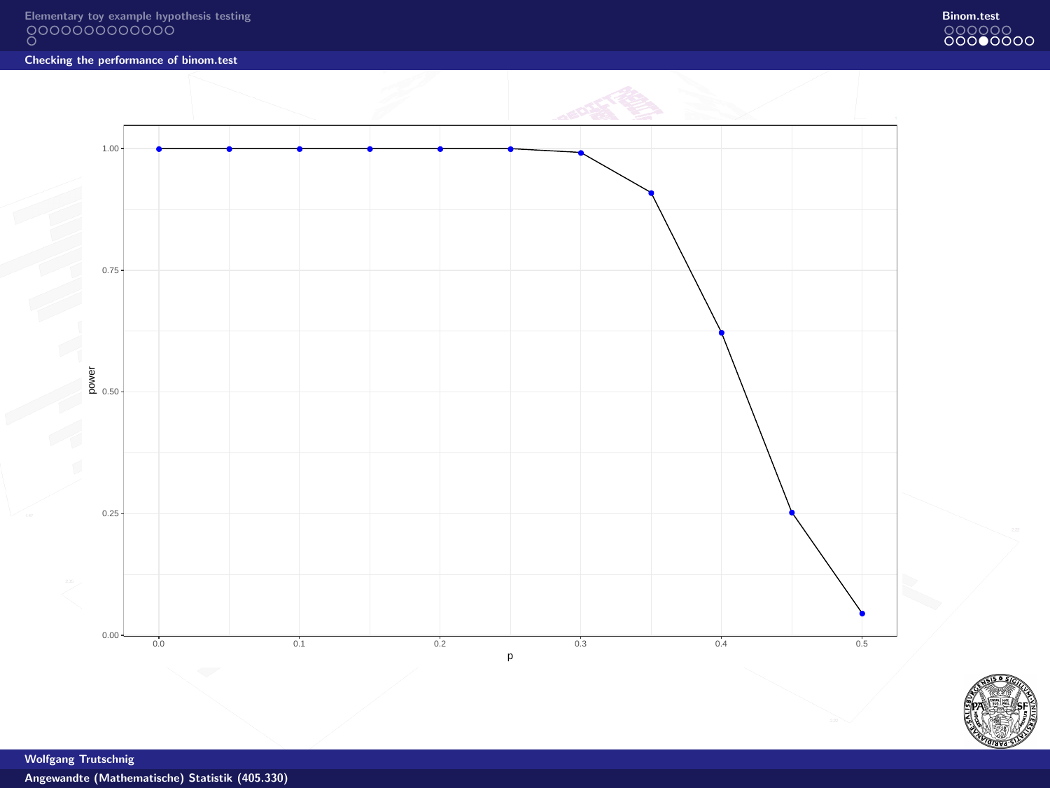## Checking the performance of binom.test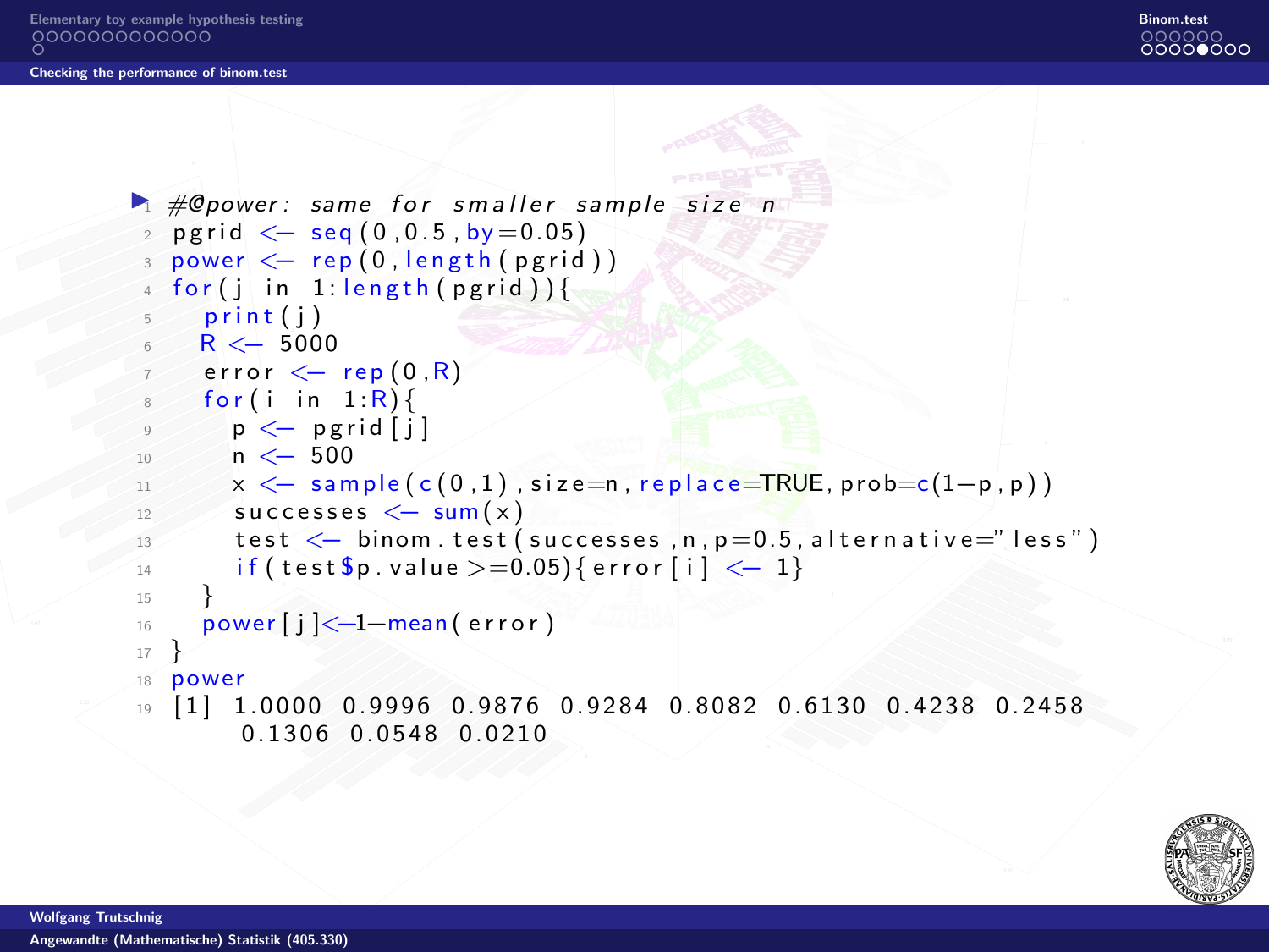## Checking the performance of binom.test

```r
#@power: same for smaller sample size n
pgrid <- seq(0,0.5,by=0.05)
power <- rep(0,length(pgrid))
for(j in 1:length(pgrid)){
  print(j)
  R <- 5000
  error <- rep(0,R)
  for(i in 1:R){
    p <- pgrid[j]
    n <- 500
    x <- sample(c(0,1),size=n,replace=TRUE,prob=c(1-p,p))
    successes <- sum(x)
    test <- binom.test(successes,n,p=0.5,alternative="less")
    if(test$p.value >=0.05){error[i] <- 1}
  }
  power[j]<-1-mean(error)
}
power
[1] 1.0000 0.9996 0.9876 0.9284 0.8082 0.6130 0.4238 0.2458
 0.1306 0.0548 0.0210
```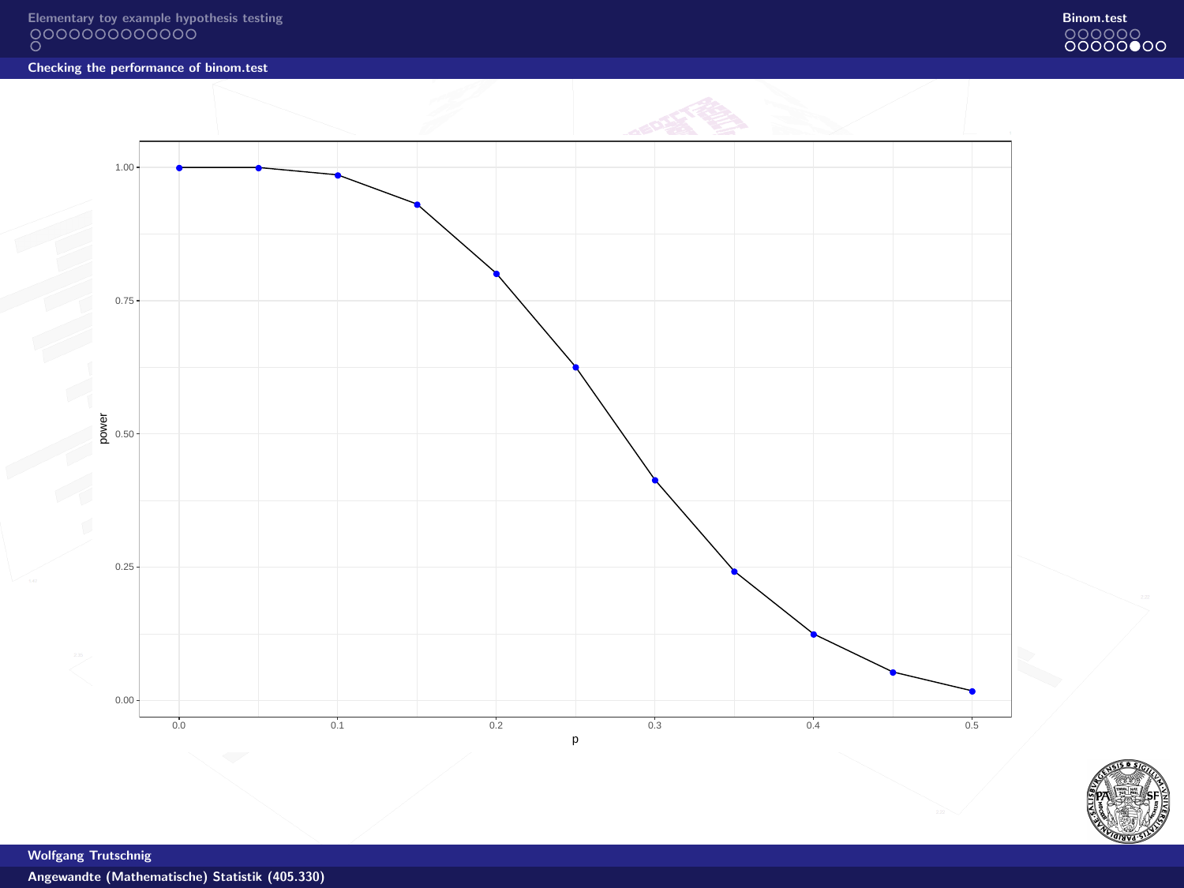## Checking the performance of binom.test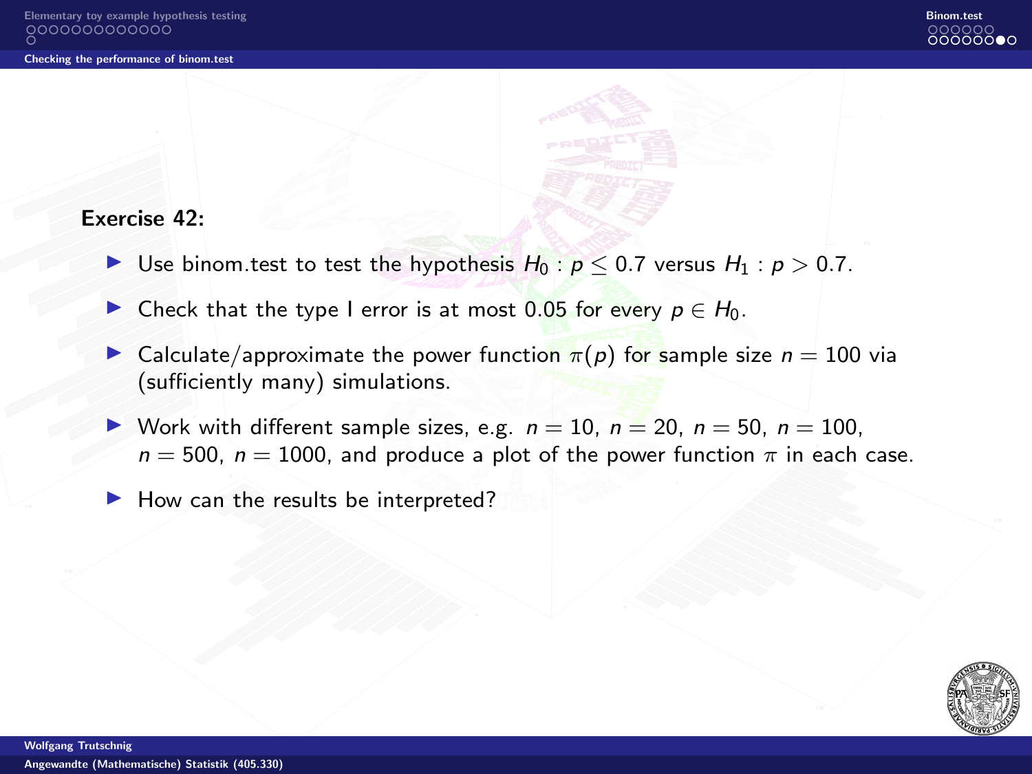**Exercise 42:**

- Use binom.test to test the hypothesis $H_0 : p \leq 0.7$ versus $H_1 : p > 0.7$.
- Check that the type I error is at most 0.05 for every $p \in H_0$.
- Calculate/approximate the power function $\pi(p)$ for sample size $n = 100$ via (sufficiently many) simulations.
- Work with different sample sizes, e.g. $n = 10$, $n = 20$, $n = 50$, $n = 100$, $n = 500$, $n = 1000$, and produce a plot of the power function $\pi$ in each case.
- How can the results be interpreted?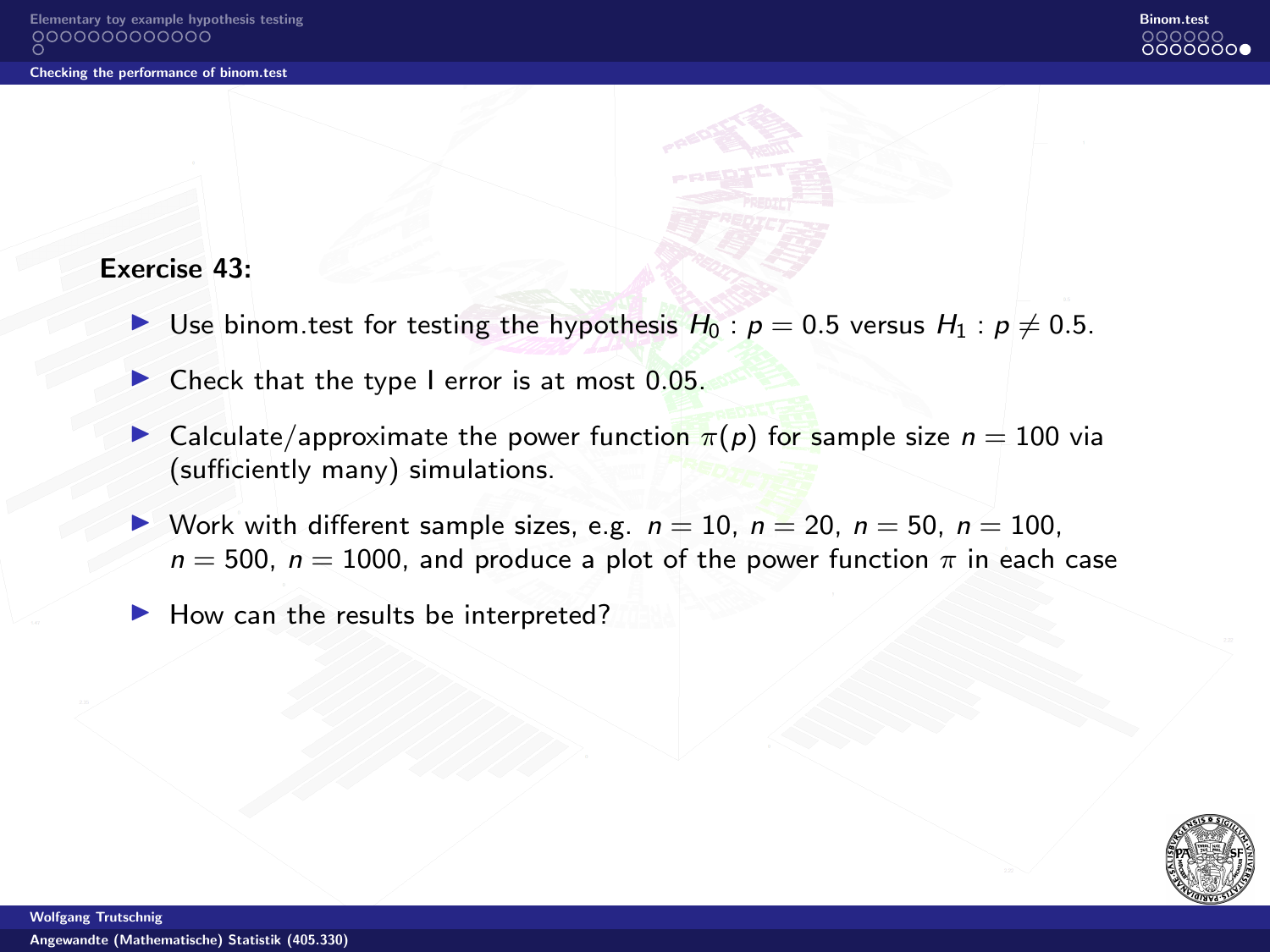**Exercise 43:**

- Use binom.test for testing the hypothesis $H_0 : p = 0.5$ versus $H_1 : p \neq 0.5$.
- Check that the type I error is at most 0.05.
- Calculate/approximate the power function $\pi(p)$ for sample size $n = 100$ via (sufficiently many) simulations.
- Work with different sample sizes, e.g. $n = 10$, $n = 20$, $n = 50$, $n = 100$, $n = 500$, $n = 1000$, and produce a plot of the power function $\pi$ in each case
- How can the results be interpreted?